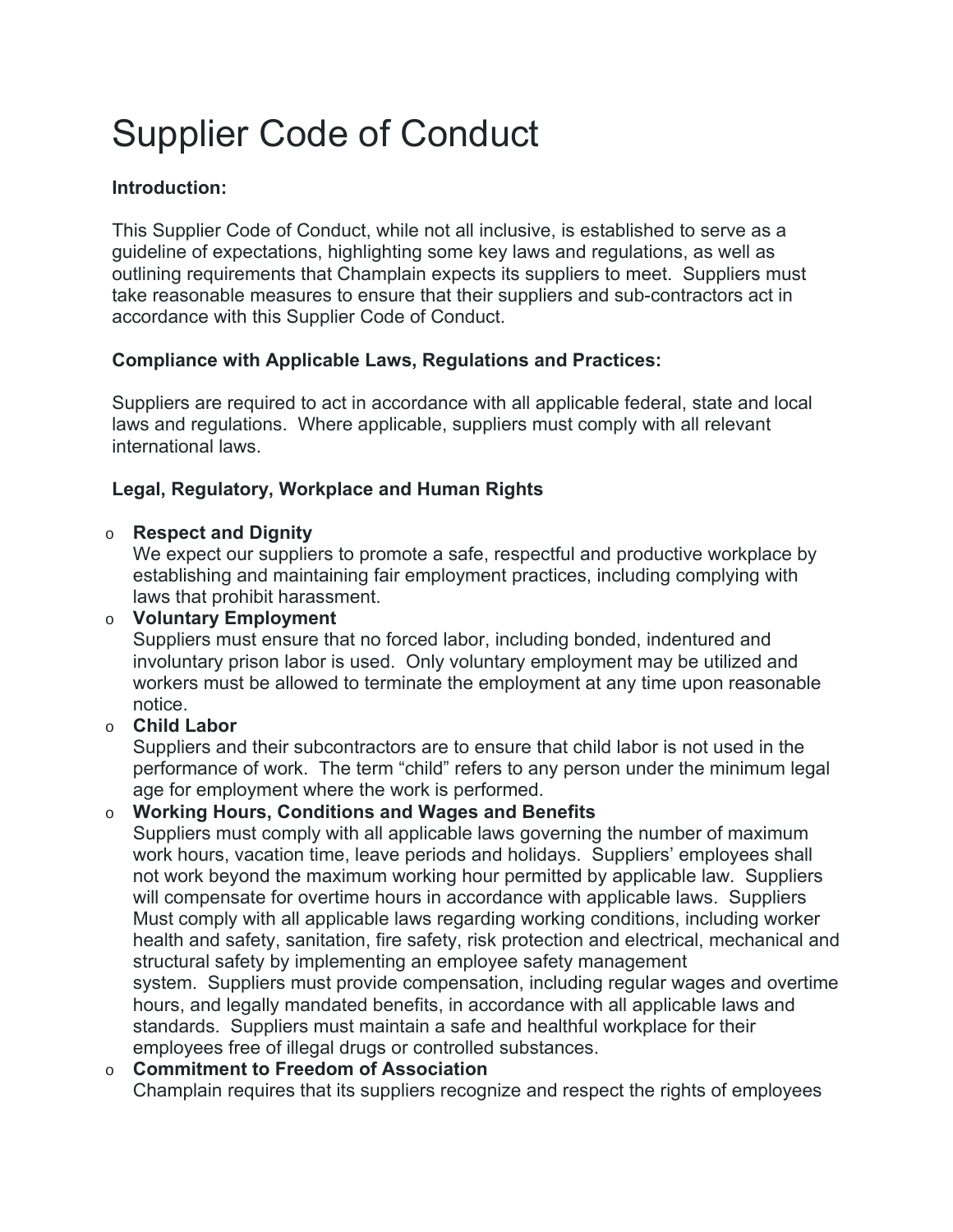# Supplier Code of Conduct

**Introduction:**

This Supplier Code of Conduct, while not all inclusive, is established to serve as a guideline of expectations, highlighting some key laws and regulations, as well as outlining requirements that Champlain expects its suppliers to meet. Suppliers must take reasonable measures to ensure that their suppliers and sub-contractors act in accordance with this Supplier Code of Conduct.

**Compliance with Applicable Laws, Regulations and Practices:**

Suppliers are required to act in accordance with all applicable federal, state and local laws and regulations. Where applicable, suppliers must comply with all relevant international laws.

**Legal, Regulatory, Workplace and Human Rights**

- **Respect and Dignity**
  We expect our suppliers to promote a safe, respectful and productive workplace by establishing and maintaining fair employment practices, including complying with laws that prohibit harassment.
- **Voluntary Employment**
  Suppliers must ensure that no forced labor, including bonded, indentured and involuntary prison labor is used. Only voluntary employment may be utilized and workers must be allowed to terminate the employment at any time upon reasonable notice.
- **Child Labor**
  Suppliers and their subcontractors are to ensure that child labor is not used in the performance of work. The term "child" refers to any person under the minimum legal age for employment where the work is performed.
- **Working Hours, Conditions and Wages and Benefits**
  Suppliers must comply with all applicable laws governing the number of maximum work hours, vacation time, leave periods and holidays. Suppliers' employees shall not work beyond the maximum working hour permitted by applicable law. Suppliers will compensate for overtime hours in accordance with applicable laws. Suppliers Must comply with all applicable laws regarding working conditions, including worker health and safety, sanitation, fire safety, risk protection and electrical, mechanical and structural safety by implementing an employee safety management system. Suppliers must provide compensation, including regular wages and overtime hours, and legally mandated benefits, in accordance with all applicable laws and standards. Suppliers must maintain a safe and healthful workplace for their employees free of illegal drugs or controlled substances.
- **Commitment to Freedom of Association**
  Champlain requires that its suppliers recognize and respect the rights of employees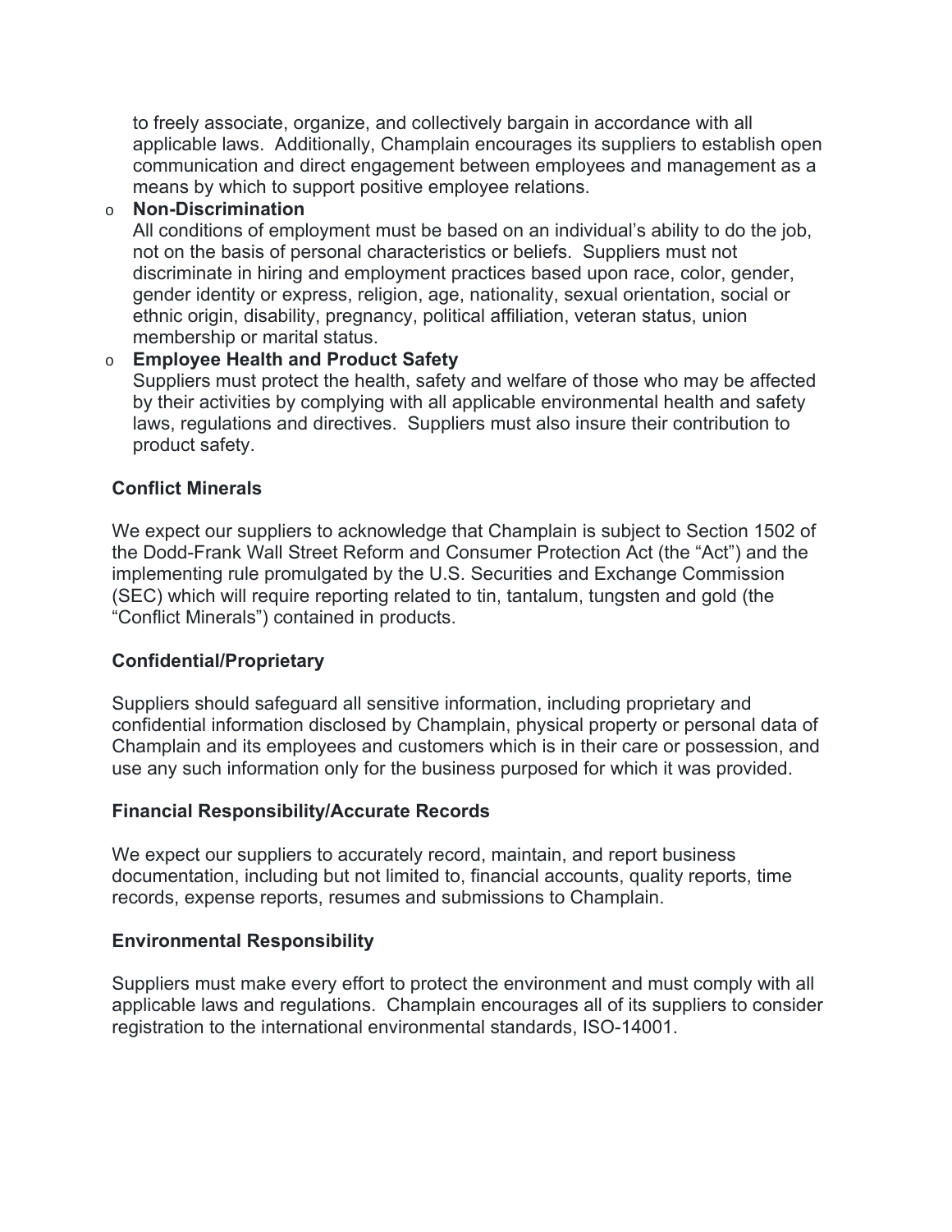to freely associate, organize, and collectively bargain in accordance with all applicable laws. Additionally, Champlain encourages its suppliers to establish open communication and direct engagement between employees and management as a means by which to support positive employee relations.

- **Non-Discrimination**
  All conditions of employment must be based on an individual's ability to do the job, not on the basis of personal characteristics or beliefs. Suppliers must not discriminate in hiring and employment practices based upon race, color, gender, gender identity or express, religion, age, nationality, sexual orientation, social or ethnic origin, disability, pregnancy, political affiliation, veteran status, union membership or marital status.
- **Employee Health and Product Safety**
  Suppliers must protect the health, safety and welfare of those who may be affected by their activities by complying with all applicable environmental health and safety laws, regulations and directives. Suppliers must also insure their contribution to product safety.

**Conflict Minerals**

We expect our suppliers to acknowledge that Champlain is subject to Section 1502 of the Dodd-Frank Wall Street Reform and Consumer Protection Act (the "Act") and the implementing rule promulgated by the U.S. Securities and Exchange Commission (SEC) which will require reporting related to tin, tantalum, tungsten and gold (the "Conflict Minerals") contained in products.

**Confidential/Proprietary**

Suppliers should safeguard all sensitive information, including proprietary and confidential information disclosed by Champlain, physical property or personal data of Champlain and its employees and customers which is in their care or possession, and use any such information only for the business purposed for which it was provided.

**Financial Responsibility/Accurate Records**

We expect our suppliers to accurately record, maintain, and report business documentation, including but not limited to, financial accounts, quality reports, time records, expense reports, resumes and submissions to Champlain.

**Environmental Responsibility**

Suppliers must make every effort to protect the environment and must comply with all applicable laws and regulations. Champlain encourages all of its suppliers to consider registration to the international environmental standards, ISO-14001.